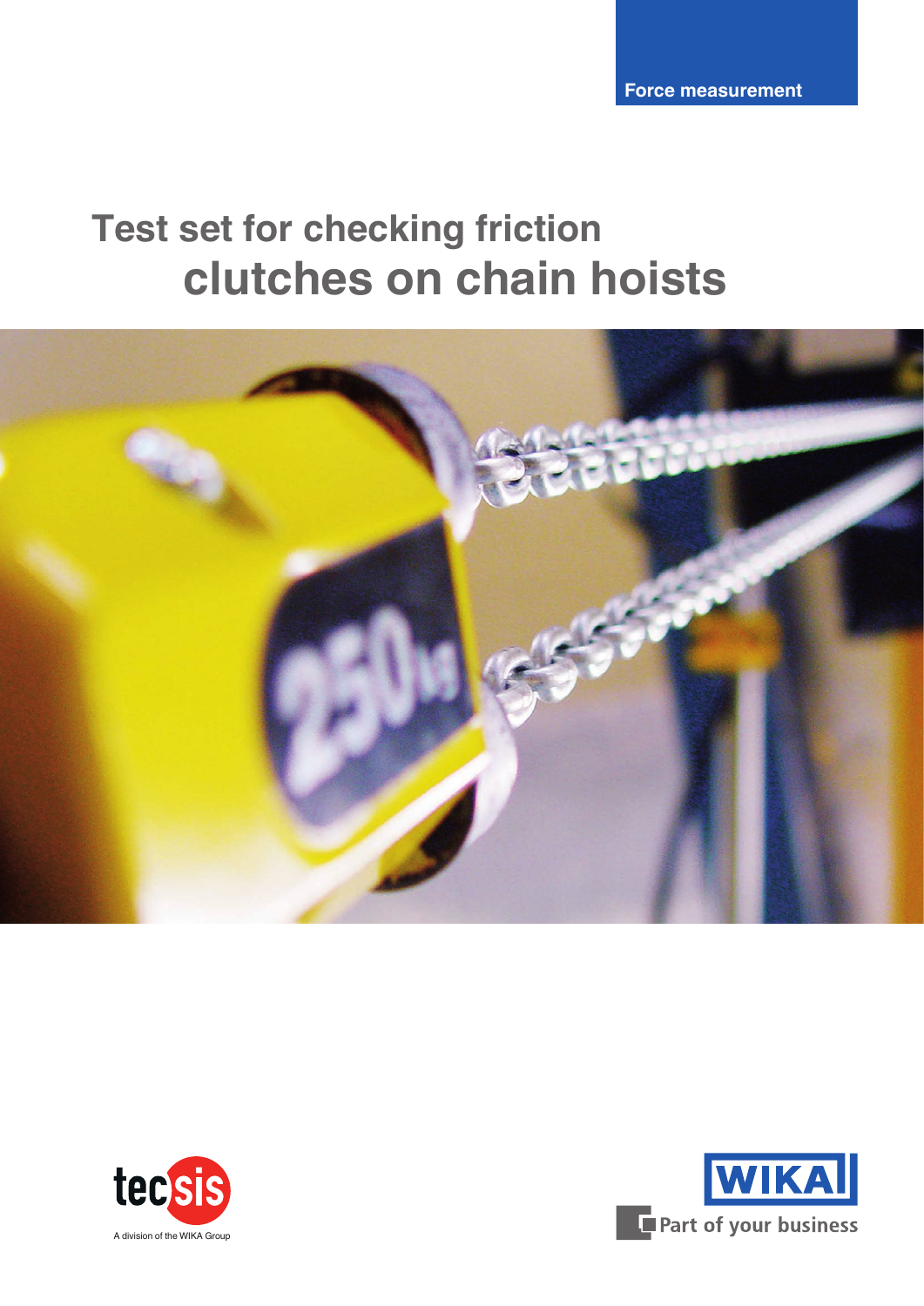Force measurement

# Test set for checking friction clutches on chain hoists

tecsis

A division of the WIKA Group

WIKA

Part of your business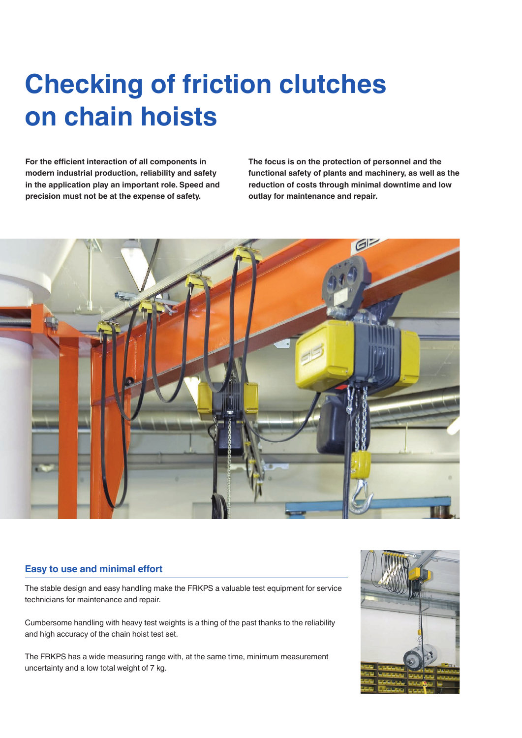# Checking of friction clutches on chain hoists

**For the efficient interaction of all components in modern industrial production, reliability and safety in the application play an important role. Speed and precision must not be at the expense of safety.**

**The focus is on the protection of personnel and the functional safety of plants and machinery, as well as the reduction of costs through minimal downtime and low outlay for maintenance and repair.**

## Easy to use and minimal effort

The stable design and easy handling make the FRKPS a valuable test equipment for service technicians for maintenance and repair.

Cumbersome handling with heavy test weights is a thing of the past thanks to the reliability and high accuracy of the chain hoist test set.

The FRKPS has a wide measuring range with, at the same time, minimum measurement uncertainty and a low total weight of 7 kg.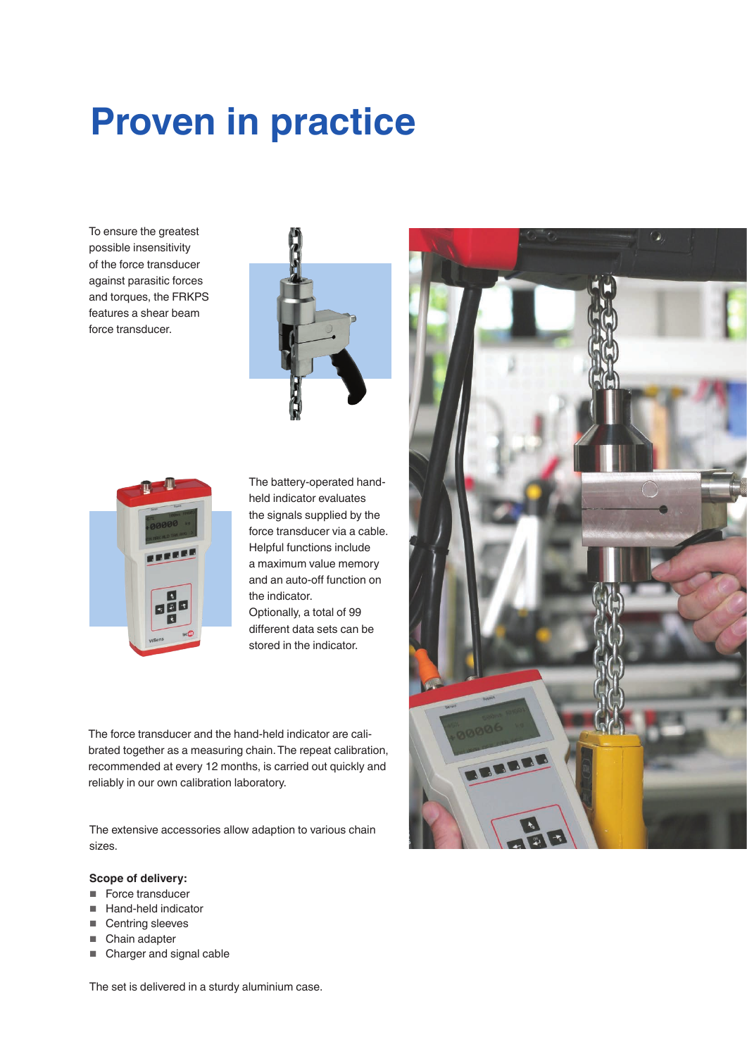# Proven in practice

To ensure the greatest possible insensitivity of the force transducer against parasitic forces and torques, the FRKPS features a shear beam force transducer.

The battery-operated hand-held indicator evaluates the signals supplied by the force transducer via a cable. Helpful functions include a maximum value memory and an auto-off function on the indicator.
Optionally, a total of 99 different data sets can be stored in the indicator.

The force transducer and the hand-held indicator are calibrated together as a measuring chain. The repeat calibration, recommended at every 12 months, is carried out quickly and reliably in our own calibration laboratory.

The extensive accessories allow adaption to various chain sizes.

**Scope of delivery:**

- Force transducer
- Hand-held indicator
- Centring sleeves
- Chain adapter
- Charger and signal cable

The set is delivered in a sturdy aluminium case.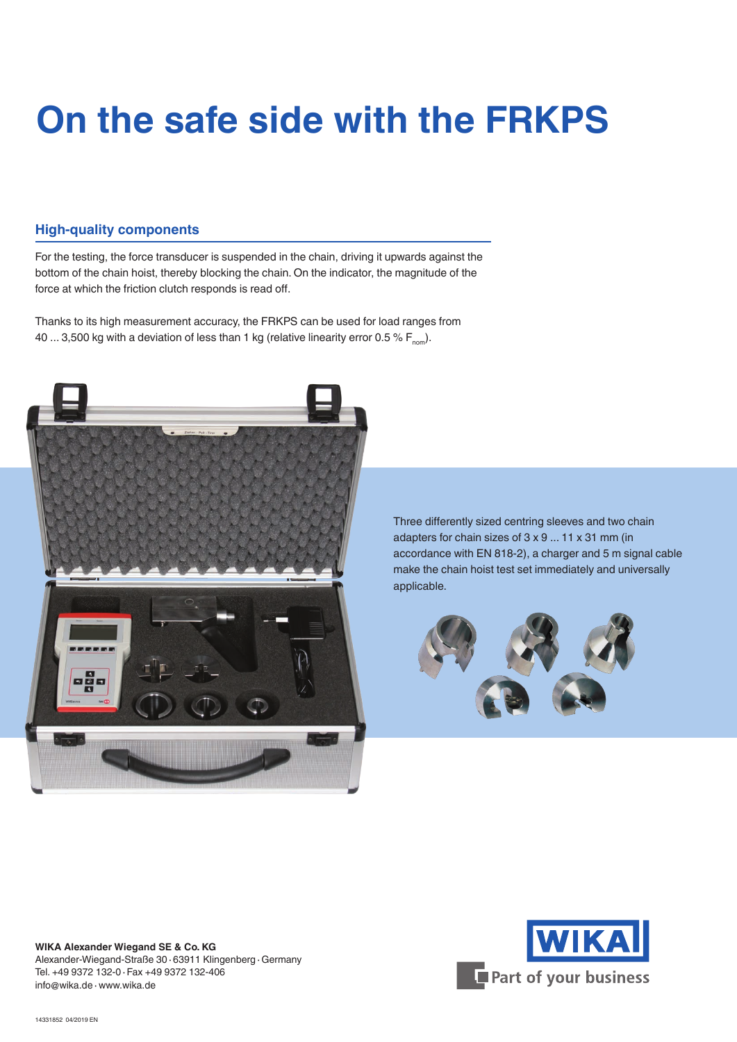# On the safe side with the FRKPS

## High-quality components

For the testing, the force transducer is suspended in the chain, driving it upwards against the bottom of the chain hoist, thereby blocking the chain. On the indicator, the magnitude of the force at which the friction clutch responds is read off.

Thanks to its high measurement accuracy, the FRKPS can be used for load ranges from 40 ... 3,500 kg with a deviation of less than 1 kg (relative linearity error 0.5 % $F_{nom}$).

Three differently sized centring sleeves and two chain adapters for chain sizes of 3 x 9 ... 11 x 31 mm (in accordance with EN 818-2), a charger and 5 m signal cable make the chain hoist test set immediately and universally applicable.

**WIKA Alexander Wiegand SE & Co. KG**
Alexander-Wiegand-Straße 30 · 63911 Klingenberg · Germany
Tel. +49 9372 132-0 · Fax +49 9372 132-406
info@wika.de · www.wika.de

WIKA
Part of your business

14331852 04/2019 EN